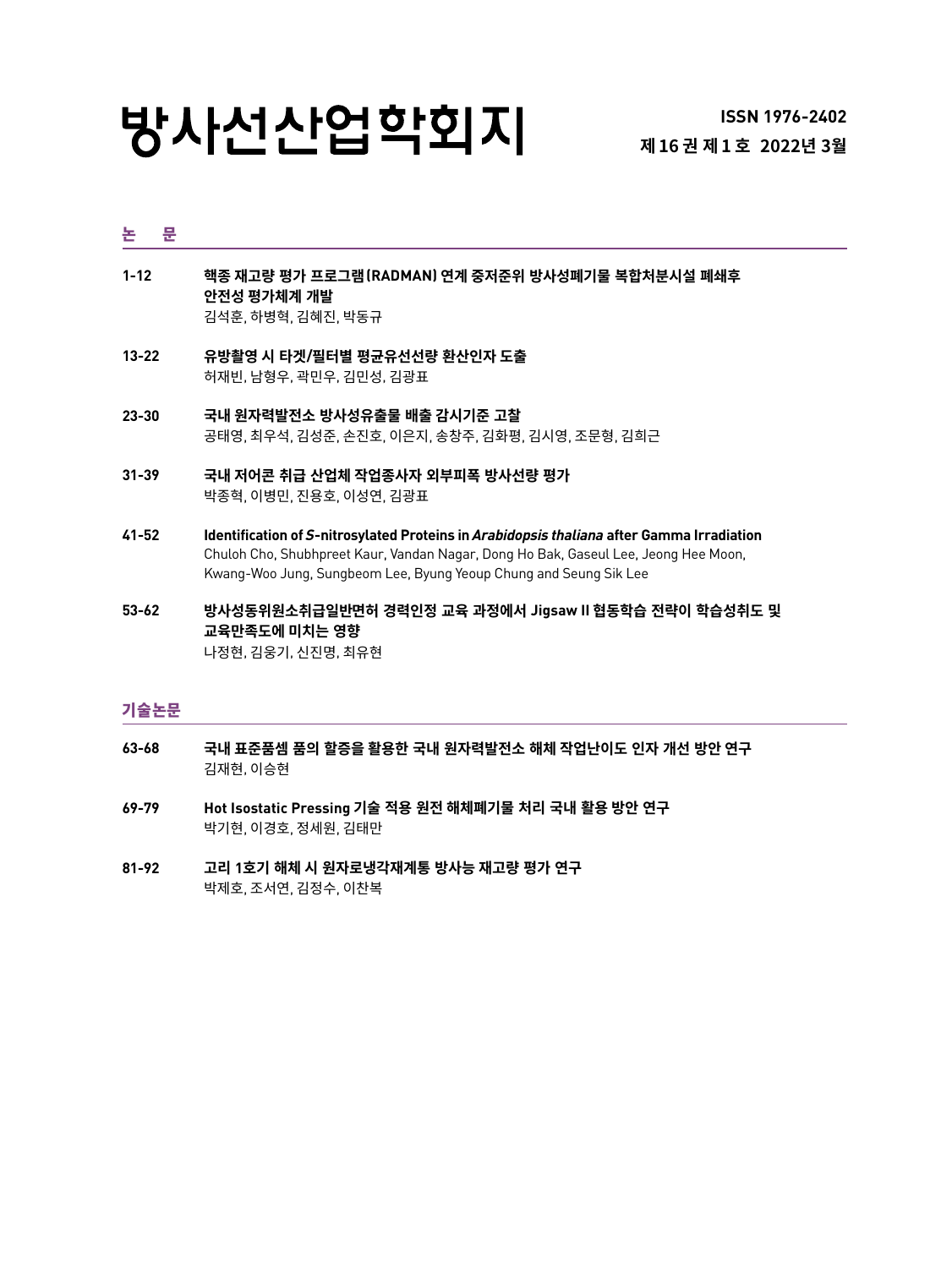# 방사선산업학회지

ISSN 1976-2402
제 16 권 제 1 호 2022년 3월

## 논 문

**1-12** **핵종 재고량 평가 프로그램(RADMAN) 연계 중저준위 방사성폐기물 복합처분시설 폐쇄후 안전성 평가체계 개발**
김석훈, 하병혁, 김혜진, 박동규

**13-22** **유방촬영 시 타겟/필터별 평균유선선량 환산인자 도출**
허재빈, 남형우, 곽민우, 김민성, 김광표

**23-30** **국내 원자력발전소 방사성유출물 배출 감시기준 고찰**
공태영, 최우석, 김성준, 손진호, 이은지, 송창주, 김화평, 김시영, 조문형, 김희근

**31-39** **국내 저어콘 취급 산업체 작업종사자 외부피폭 방사선량 평가**
박종혁, 이병민, 진용호, 이성연, 김광표

**41-52** **Identification of *S*-nitrosylated Proteins in *Arabidopsis thaliana* after Gamma Irradiation**
Chuloh Cho, Shubhpreet Kaur, Vandan Nagar, Dong Ho Bak, Gaseul Lee, Jeong Hee Moon, Kwang-Woo Jung, Sungbeom Lee, Byung Yeoup Chung and Seung Sik Lee

**53-62** **방사성동위원소취급일반면허 경력인정 교육 과정에서 Jigsaw II 협동학습 전략이 학습성취도 및 교육만족도에 미치는 영향**
나정현, 김웅기, 신진명, 최유현

## 기술논문

**63-68** **국내 표준품셈 품의 할증을 활용한 국내 원자력발전소 해체 작업난이도 인자 개선 방안 연구**
김재현, 이승현

**69-79** **Hot Isostatic Pressing 기술 적용 원전 해체폐기물 처리 국내 활용 방안 연구**
박기현, 이경호, 정세원, 김태만

**81-92** **고리 1호기 해체 시 원자로냉각재계통 방사능 재고량 평가 연구**
박제호, 조서연, 김정수, 이찬복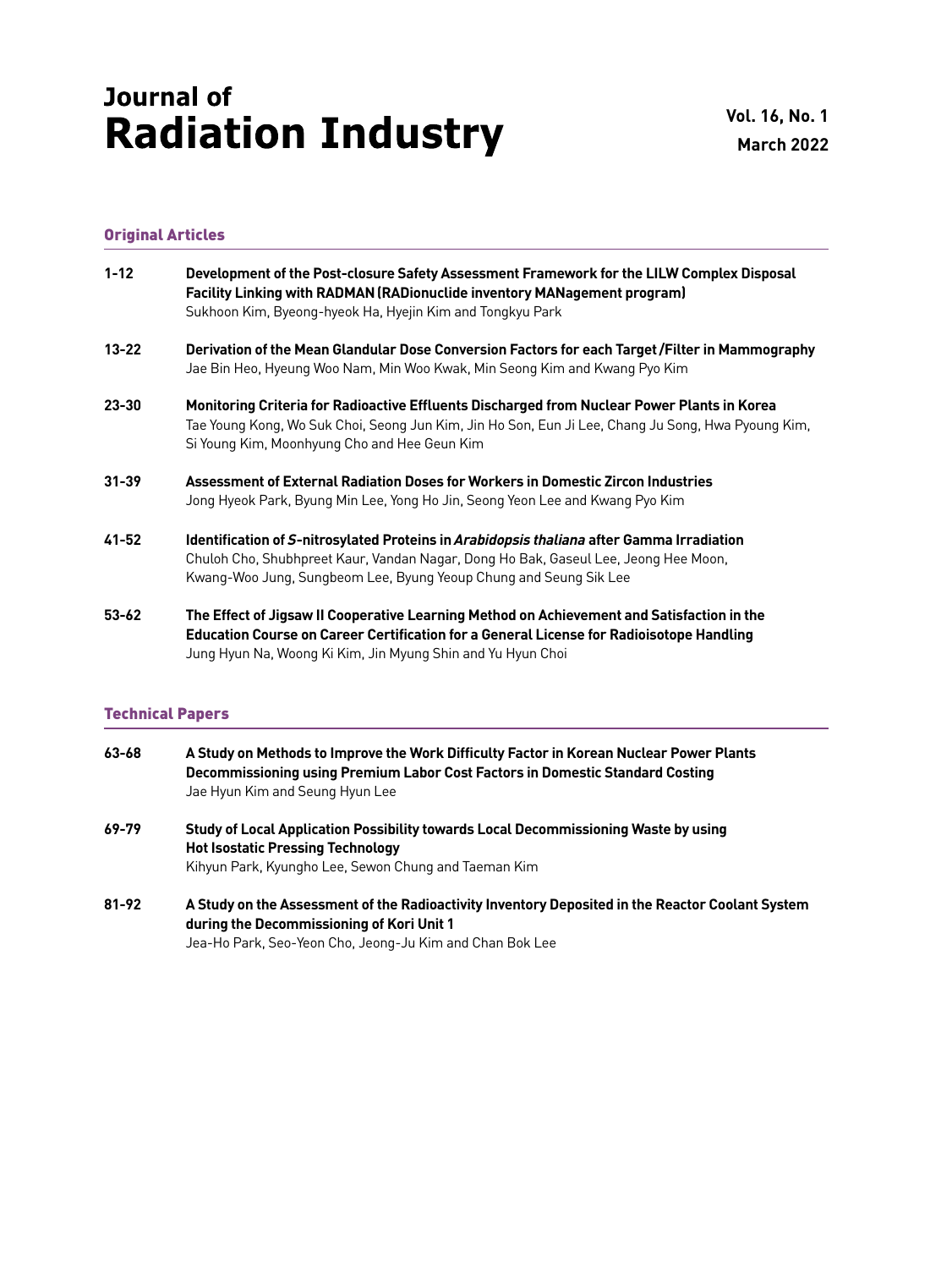# Journal of Radiation Industry

**Vol. 16, No. 1**
**March 2022**

## Original Articles

**1-12** **Development of the Post-closure Safety Assessment Framework for the LILW Complex Disposal Facility Linking with RADMAN (RADionuclide inventory MANagement program)**
Sukhoon Kim, Byeong-hyeok Ha, Hyejin Kim and Tongkyu Park

**13-22** **Derivation of the Mean Glandular Dose Conversion Factors for each Target/Filter in Mammography**
Jae Bin Heo, Hyeung Woo Nam, Min Woo Kwak, Min Seong Kim and Kwang Pyo Kim

**23-30** **Monitoring Criteria for Radioactive Effluents Discharged from Nuclear Power Plants in Korea**
Tae Young Kong, Wo Suk Choi, Seong Jun Kim, Jin Ho Son, Eun Ji Lee, Chang Ju Song, Hwa Pyoung Kim, Si Young Kim, Moonhyung Cho and Hee Geun Kim

**31-39** **Assessment of External Radiation Doses for Workers in Domestic Zircon Industries**
Jong Hyeok Park, Byung Min Lee, Yong Ho Jin, Seong Yeon Lee and Kwang Pyo Kim

**41-52** **Identification of *S*-nitrosylated Proteins in *Arabidopsis thaliana* after Gamma Irradiation**
Chuloh Cho, Shubhpreet Kaur, Vandan Nagar, Dong Ho Bak, Gaseul Lee, Jeong Hee Moon, Kwang-Woo Jung, Sungbeom Lee, Byung Yeoup Chung and Seung Sik Lee

**53-62** **The Effect of Jigsaw II Cooperative Learning Method on Achievement and Satisfaction in the Education Course on Career Certification for a General License for Radioisotope Handling**
Jung Hyun Na, Woong Ki Kim, Jin Myung Shin and Yu Hyun Choi

## Technical Papers

**63-68** **A Study on Methods to Improve the Work Difficulty Factor in Korean Nuclear Power Plants Decommissioning using Premium Labor Cost Factors in Domestic Standard Costing**
Jae Hyun Kim and Seung Hyun Lee

**69-79** **Study of Local Application Possibility towards Local Decommissioning Waste by using Hot Isostatic Pressing Technology**
Kihyun Park, Kyungho Lee, Sewon Chung and Taeman Kim

**81-92** **A Study on the Assessment of the Radioactivity Inventory Deposited in the Reactor Coolant System during the Decommissioning of Kori Unit 1**
Jea-Ho Park, Seo-Yeon Cho, Jeong-Ju Kim and Chan Bok Lee